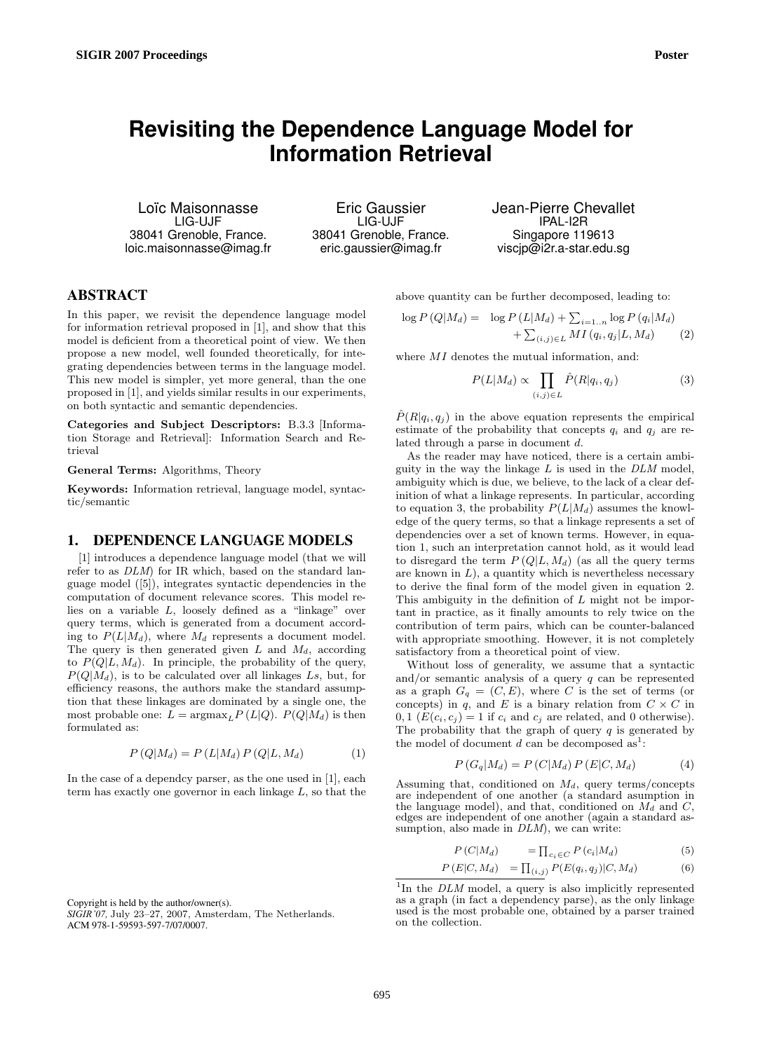# Revisiting the Dependence Language Model for Information Retrieval

Loïc Maisonnasse
LIG-UJF
38041 Grenoble, France.
loic.maisonnasse@imag.fr

Eric Gaussier
LIG-UJF
38041 Grenoble, France.
eric.gaussier@imag.fr

Jean-Pierre Chevallet
IPAL-I2R
Singapore 119613
viscjp@i2r.a-star.edu.sg

## ABSTRACT

In this paper, we revisit the dependence language model for information retrieval proposed in [1], and show that this model is deficient from a theoretical point of view. We then propose a new model, well founded theoretically, for integrating dependencies between terms in the language model. This new model is simpler, yet more general, than the one proposed in [1], and yields similar results in our experiments, on both syntactic and semantic dependencies.

**Categories and Subject Descriptors:** B.3.3 [Information Storage and Retrieval]: Information Search and Retrieval

**General Terms:** Algorithms, Theory

**Keywords:** Information retrieval, language model, syntactic/semantic

## 1. DEPENDENCE LANGUAGE MODELS

[1] introduces a dependence language model (that we will refer to as *DLM*) for IR which, based on the standard language model ([5]), integrates syntactic dependencies in the computation of document relevance scores. This model relies on a variable $L$, loosely defined as a "linkage" over query terms, which is generated from a document according to $P(L|M_d)$, where $M_d$ represents a document model. The query is then generated given $L$ and $M_d$, according to $P(Q|L, M_d)$. In principle, the probability of the query, $P(Q|M_d)$, is to be calculated over all linkages $L$s, but, for efficiency reasons, the authors make the standard assumption that these linkages are dominated by a single one, the most probable one: $L = \text{argmax}_L P(L|Q)$. $P(Q|M_d)$ is then formulated as:

$$P(Q|M_d) = P(L|M_d)\, P(Q|L, M_d) \tag{1}$$

In the case of a dependcy parser, as the one used in [1], each term has exactly one governor in each linkage $L$, so that the above quantity can be further decomposed, leading to:

$$\log P(Q|M_d) = \log P(L|M_d) + \sum_{i=1..n} \log P(q_i|M_d) + \sum_{(i,j)\in L} MI(q_i, q_j|L, M_d) \tag{2}$$

where $MI$ denotes the mutual information, and:

$$P(L|M_d) \propto \prod_{(i,j)\in L} \hat{P}(R|q_i, q_j) \tag{3}$$

$\hat{P}(R|q_i, q_j)$ in the above equation represents the empirical estimate of the probability that concepts $q_i$ and $q_j$ are related through a parse in document $d$.

As the reader may have noticed, there is a certain ambiguity in the way the linkage $L$ is used in the *DLM* model, ambiguity which is due, we believe, to the lack of a clear definition of what a linkage represents. In particular, according to equation 3, the probability $P(L|M_d)$ assumes the knowledge of the query terms, so that a linkage represents a set of dependencies over a set of known terms. However, in equation 1, such an interpretation cannot hold, as it would lead to disregard the term $P(Q|L, M_d)$ (as all the query terms are known in $L$), a quantity which is nevertheless necessary to derive the final form of the model given in equation 2. This ambiguity in the definition of $L$ might not be important in practice, as it finally amounts to rely twice on the contribution of term pairs, which can be counter-balanced with appropriate smoothing. However, it is not completely satisfactory from a theoretical point of view.

Without loss of generality, we assume that a syntactic and/or semantic analysis of a query $q$ can be represented as a graph $G_q = (C, E)$, where $C$ is the set of terms (or concepts) in $q$, and $E$ is a binary relation from $C \times C$ in $0, 1$ ($E(c_i, c_j) = 1$ if $c_i$ and $c_j$ are related, and 0 otherwise). The probability that the graph of query $q$ is generated by the model of document $d$ can be decomposed as[1]:

$$P(G_q|M_d) = P(C|M_d)\, P(E|C, M_d) \tag{4}$$

Assuming that, conditioned on $M_d$, query terms/concepts are independent of one another (a standard asumption in the language model), and that, conditioned on $M_d$ and $C$, edges are independent of one another (again a standard assumption, also made in *DLM*), we can write:

$$P(C|M_d) = \prod_{c_i\in C} P(c_i|M_d) \tag{5}$$

$$P(E|C, M_d) = \prod_{(i,j)} P(E(q_i, q_j)|C, M_d) \tag{6}$$

[1]In the *DLM* model, a query is also implicitly represented as a graph (in fact a dependency parse), as the only linkage used is the most probable one, obtained by a parser trained on the collection.

Copyright is held by the author/owner(s).
*SIGIR'07,* July 23–27, 2007, Amsterdam, The Netherlands.
ACM 978-1-59593-597-7/07/0007.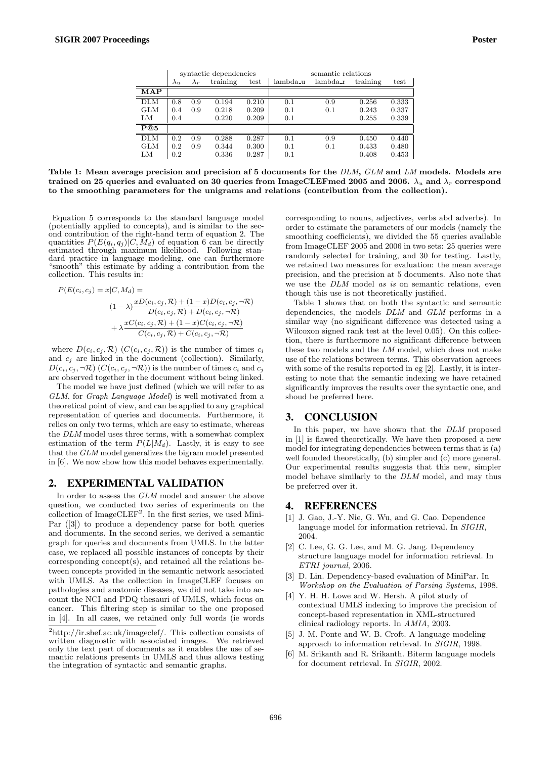| | syntactic dependencies | | | | semantic relations | | | |
|---|---|---|---|---|---|---|---|---|
| | $\lambda_u$ | $\lambda_r$ | training | test | lambda_u | lambda_r | training | test |
| **MAP** | | | | | | | | |
| DLM | 0.8 | 0.9 | 0.194 | 0.210 | 0.1 | 0.9 | 0.256 | 0.333 |
| GLM | 0.4 | 0.9 | 0.218 | 0.209 | 0.1 | 0.1 | 0.243 | 0.337 |
| LM | 0.4 | | 0.220 | 0.209 | 0.1 | | 0.255 | 0.339 |
| **P@5** | | | | | | | | |
| DLM | 0.2 | 0.9 | 0.288 | 0.287 | 0.1 | 0.9 | 0.450 | 0.440 |
| GLM | 0.2 | 0.9 | 0.344 | 0.300 | 0.1 | 0.1 | 0.433 | 0.480 |
| LM | 0.2 | | 0.336 | 0.287 | 0.1 | | 0.408 | 0.453 |

**Table 1: Mean average precision and precision af 5 documents for the *DLM*, *GLM* and *LM* models. Models are trained on 25 queries and evaluated on 30 queries from ImageCLEFmed 2005 and 2006. $\lambda_u$ and $\lambda_r$ correspond to the smoothing parameters for the unigrams and relations (contribution from the collection).**

Equation 5 corresponds to the standard language model (potentially applied to concepts), and is similar to the second contribution of the right-hand term of equation 2. The quantities $P(E(q_i, q_j)|C, M_d)$ of equation 6 can be directly estimated through maximum likelihood. Following standard practice in language modeling, one can furthermore "smooth" this estimate by adding a contribution from the collection. This results in:

$$P(E(c_i, c_j) = x|C, M_d) = (1-\lambda)\frac{xD(c_i, c_j, \mathcal{R}) + (1-x)D(c_i, c_j, \neg\mathcal{R})}{D(c_i, c_j, \mathcal{R}) + D(c_i, c_j, \neg\mathcal{R})} + \lambda\frac{xC(c_i, c_j, \mathcal{R}) + (1-x)C(c_i, c_j, \neg\mathcal{R})}{C(c_i, c_j, \mathcal{R}) + C(c_i, c_j, \neg\mathcal{R})}$$

where $D(c_i, c_j, \mathcal{R})$ ($C(c_i, c_j, \mathcal{R})$) is the number of times $c_i$ and $c_j$ are linked in the document (collection). Similarly, $D(c_i, c_j, \neg\mathcal{R})$ ($C(c_i, c_j, \neg\mathcal{R})$) is the number of times $c_i$ and $c_j$ are observed together in the document without being linked.

The model we have just defined (which we will refer to as *GLM*, for *Graph Language Model*) is well motivated from a theoretical point of view, and can be applied to any graphical representation of queries and documents. Furthermore, it relies on only two terms, which are easy to estimate, whereas the *DLM* model uses three terms, with a somewhat complex estimation of the term $P(L|M_d)$. Lastly, it is easy to see that the *GLM* model generalizes the bigram model presented in [6]. We now show how this model behaves experimentally.

## 2. EXPERIMENTAL VALIDATION

In order to assess the *GLM* model and answer the above question, we conducted two series of experiments on the collection of ImageCLEF[2]. In the first series, we used Mini-Par ([3]) to produce a dependency parse for both queries and documents. In the second series, we derived a semantic graph for queries and documents from UMLS. In the latter case, we replaced all possible instances of concepts by their corresponding concept(s), and retained all the relations between concepts provided in the semantic network associated with UMLS. As the collection in ImageCLEF focuses on pathologies and anatomic diseases, we did not take into account the NCI and PDQ thesauri of UMLS, which focus on cancer. This filtering step is similar to the one proposed in [4]. In all cases, we retained only full words (ie words corresponding to nouns, adjectives, verbs abd adverbs). In order to estimate the parameters of our models (namely the smoothing coefficients), we divided the 55 queries available from ImageCLEF 2005 and 2006 in two sets: 25 queries were randomly selected for training, and 30 for testing. Lastly, we retained two measures for evaluation: the mean average precision, and the precision at 5 documents. Also note that we use the *DLM* model *as is* on semantic relations, even though this use is not theoretically justified.

[2]http://ir.shef.ac.uk/imageclef/. This collection consists of written diagnostic with associated images. We retrieved only the text part of documents as it enables the use of semantic relations presents in UMLS and thus allows testing the integration of syntactic and semantic graphs.

Table 1 shows that on both the syntactic and semantic dependencies, the models *DLM* and *GLM* performs in a similar way (no significant difference was detected using a Wilcoxon signed rank test at the level 0.05). On this collection, there is furthermore no significant difference between these two models and the *LM* model, which does not make use of the relations between terms. This observation agreees with some of the results reported in eg [2]. Lastly, it is interesting to note that the semantic indexing we have retained significantly improves the results over the syntactic one, and shoud be preferred here.

## 3. CONCLUSION

In this paper, we have shown that the *DLM* proposed in [1] is flawed theoretically. We have then proposed a new model for integrating dependencies between terms that is (a) well founded theoretically, (b) simpler and (c) more general. Our experimental results suggests that this new, simpler model behave similarly to the *DLM* model, and may thus be preferred over it.

## 4. REFERENCES

[1] J. Gao, J.-Y. Nie, G. Wu, and G. Cao. Dependence language model for information retrieval. In *SIGIR*, 2004.

[2] C. Lee, G. G. Lee, and M. G. Jang. Dependency structure language model for information retrieval. In *ETRI journal*, 2006.

[3] D. Lin. Dependency-based evaluation of MiniPar. In *Workshop on the Evaluation of Parsing Systems*, 1998.

[4] Y. H. H. Lowe and W. Hersh. A pilot study of contextual UMLS indexing to improve the precision of concept-based representation in XML-structured clinical radiology reports. In *AMIA*, 2003.

[5] J. M. Ponte and W. B. Croft. A language modeling approach to information retrieval. In *SIGIR*, 1998.

[6] M. Srikanth and R. Srikanth. Biterm language models for document retrieval. In *SIGIR*, 2002.